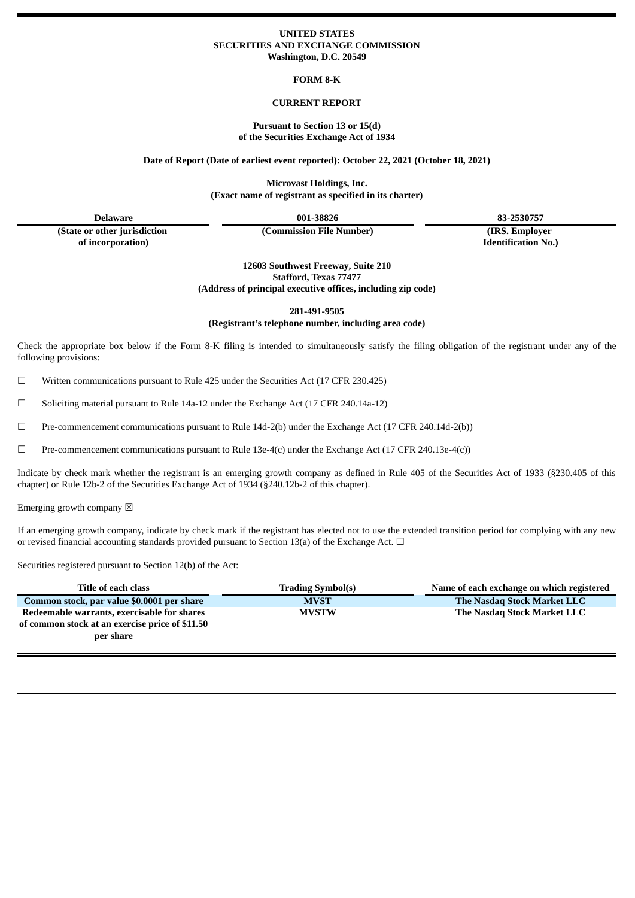**UNITED STATES**
**SECURITIES AND EXCHANGE COMMISSION**
**Washington, D.C. 20549**

**FORM 8-K**

**CURRENT REPORT**

**Pursuant to Section 13 or 15(d)**
**of the Securities Exchange Act of 1934**

**Date of Report (Date of earliest event reported): October 22, 2021 (October 18, 2021)**

**Microvast Holdings, Inc.**
**(Exact name of registrant as specified in its charter)**

| Delaware | 001-38826 | 83-2530757 |
|---|---|---|
| (State or other jurisdiction of incorporation) | (Commission File Number) | (IRS. Employer Identification No.) |

**12603 Southwest Freeway, Suite 210**
**Stafford, Texas 77477**
**(Address of principal executive offices, including zip code)**

**281-491-9505**
**(Registrant's telephone number, including area code)**

Check the appropriate box below if the Form 8-K filing is intended to simultaneously satisfy the filing obligation of the registrant under any of the following provisions:

☐ Written communications pursuant to Rule 425 under the Securities Act (17 CFR 230.425)

☐ Soliciting material pursuant to Rule 14a-12 under the Exchange Act (17 CFR 240.14a-12)

☐ Pre-commencement communications pursuant to Rule 14d-2(b) under the Exchange Act (17 CFR 240.14d-2(b))

☐ Pre-commencement communications pursuant to Rule 13e-4(c) under the Exchange Act (17 CFR 240.13e-4(c))

Indicate by check mark whether the registrant is an emerging growth company as defined in Rule 405 of the Securities Act of 1933 (§230.405 of this chapter) or Rule 12b-2 of the Securities Exchange Act of 1934 (§240.12b-2 of this chapter).

Emerging growth company ☒

If an emerging growth company, indicate by check mark if the registrant has elected not to use the extended transition period for complying with any new or revised financial accounting standards provided pursuant to Section 13(a) of the Exchange Act. ☐

Securities registered pursuant to Section 12(b) of the Act:

| Title of each class | Trading Symbol(s) | Name of each exchange on which registered |
|---|---|---|
| **Common stock, par value $0.0001 per share** | **MVST** | **The Nasdaq Stock Market LLC** |
| **Redeemable warrants, exercisable for shares of common stock at an exercise price of $11.50 per share** | **MVSTW** | **The Nasdaq Stock Market LLC** |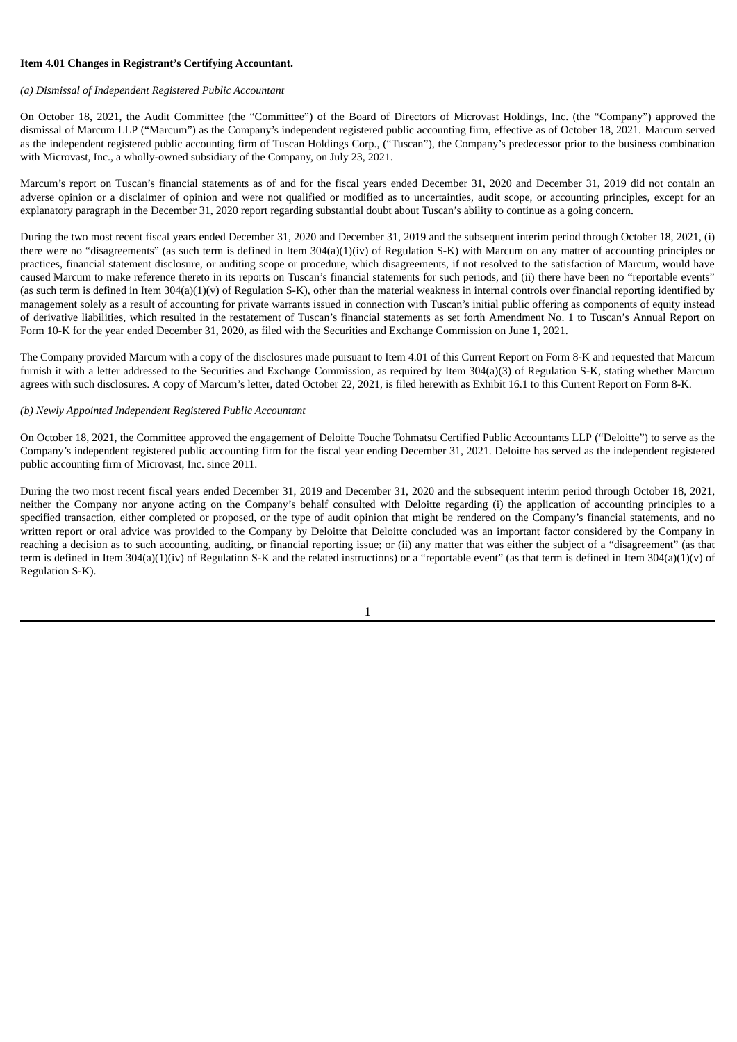**Item 4.01 Changes in Registrant's Certifying Accountant.**

*(a) Dismissal of Independent Registered Public Accountant*

On October 18, 2021, the Audit Committee (the "Committee") of the Board of Directors of Microvast Holdings, Inc. (the "Company") approved the dismissal of Marcum LLP ("Marcum") as the Company's independent registered public accounting firm, effective as of October 18, 2021. Marcum served as the independent registered public accounting firm of Tuscan Holdings Corp., ("Tuscan"), the Company's predecessor prior to the business combination with Microvast, Inc., a wholly-owned subsidiary of the Company, on July 23, 2021.

Marcum's report on Tuscan's financial statements as of and for the fiscal years ended December 31, 2020 and December 31, 2019 did not contain an adverse opinion or a disclaimer of opinion and were not qualified or modified as to uncertainties, audit scope, or accounting principles, except for an explanatory paragraph in the December 31, 2020 report regarding substantial doubt about Tuscan's ability to continue as a going concern.

During the two most recent fiscal years ended December 31, 2020 and December 31, 2019 and the subsequent interim period through October 18, 2021, (i) there were no "disagreements" (as such term is defined in Item 304(a)(1)(iv) of Regulation S-K) with Marcum on any matter of accounting principles or practices, financial statement disclosure, or auditing scope or procedure, which disagreements, if not resolved to the satisfaction of Marcum, would have caused Marcum to make reference thereto in its reports on Tuscan's financial statements for such periods, and (ii) there have been no "reportable events" (as such term is defined in Item 304(a)(1)(v) of Regulation S-K), other than the material weakness in internal controls over financial reporting identified by management solely as a result of accounting for private warrants issued in connection with Tuscan's initial public offering as components of equity instead of derivative liabilities, which resulted in the restatement of Tuscan's financial statements as set forth Amendment No. 1 to Tuscan's Annual Report on Form 10-K for the year ended December 31, 2020, as filed with the Securities and Exchange Commission on June 1, 2021.

The Company provided Marcum with a copy of the disclosures made pursuant to Item 4.01 of this Current Report on Form 8-K and requested that Marcum furnish it with a letter addressed to the Securities and Exchange Commission, as required by Item 304(a)(3) of Regulation S-K, stating whether Marcum agrees with such disclosures. A copy of Marcum's letter, dated October 22, 2021, is filed herewith as Exhibit 16.1 to this Current Report on Form 8-K.

*(b) Newly Appointed Independent Registered Public Accountant*

On October 18, 2021, the Committee approved the engagement of Deloitte Touche Tohmatsu Certified Public Accountants LLP ("Deloitte") to serve as the Company's independent registered public accounting firm for the fiscal year ending December 31, 2021. Deloitte has served as the independent registered public accounting firm of Microvast, Inc. since 2011.

During the two most recent fiscal years ended December 31, 2019 and December 31, 2020 and the subsequent interim period through October 18, 2021, neither the Company nor anyone acting on the Company's behalf consulted with Deloitte regarding (i) the application of accounting principles to a specified transaction, either completed or proposed, or the type of audit opinion that might be rendered on the Company's financial statements, and no written report or oral advice was provided to the Company by Deloitte that Deloitte concluded was an important factor considered by the Company in reaching a decision as to such accounting, auditing, or financial reporting issue; or (ii) any matter that was either the subject of a "disagreement" (as that term is defined in Item 304(a)(1)(iv) of Regulation S-K and the related instructions) or a "reportable event" (as that term is defined in Item 304(a)(1)(v) of Regulation S-K).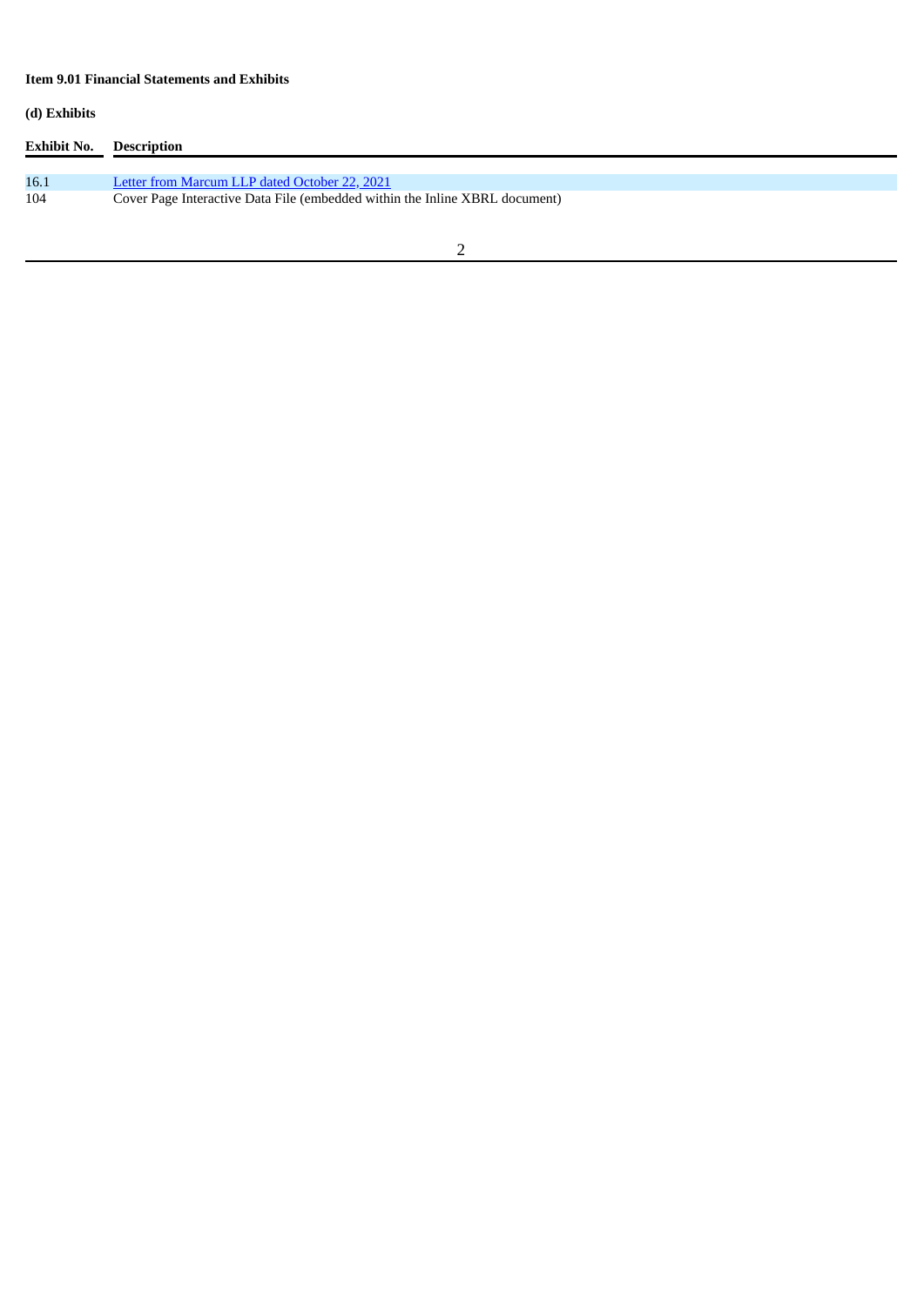**Item 9.01 Financial Statements and Exhibits**

**(d) Exhibits**

| Exhibit No. | Description |
| --- | --- |
| 16.1 | Letter from Marcum LLP dated October 22, 2021 |
| 104 | Cover Page Interactive Data File (embedded within the Inline XBRL document) |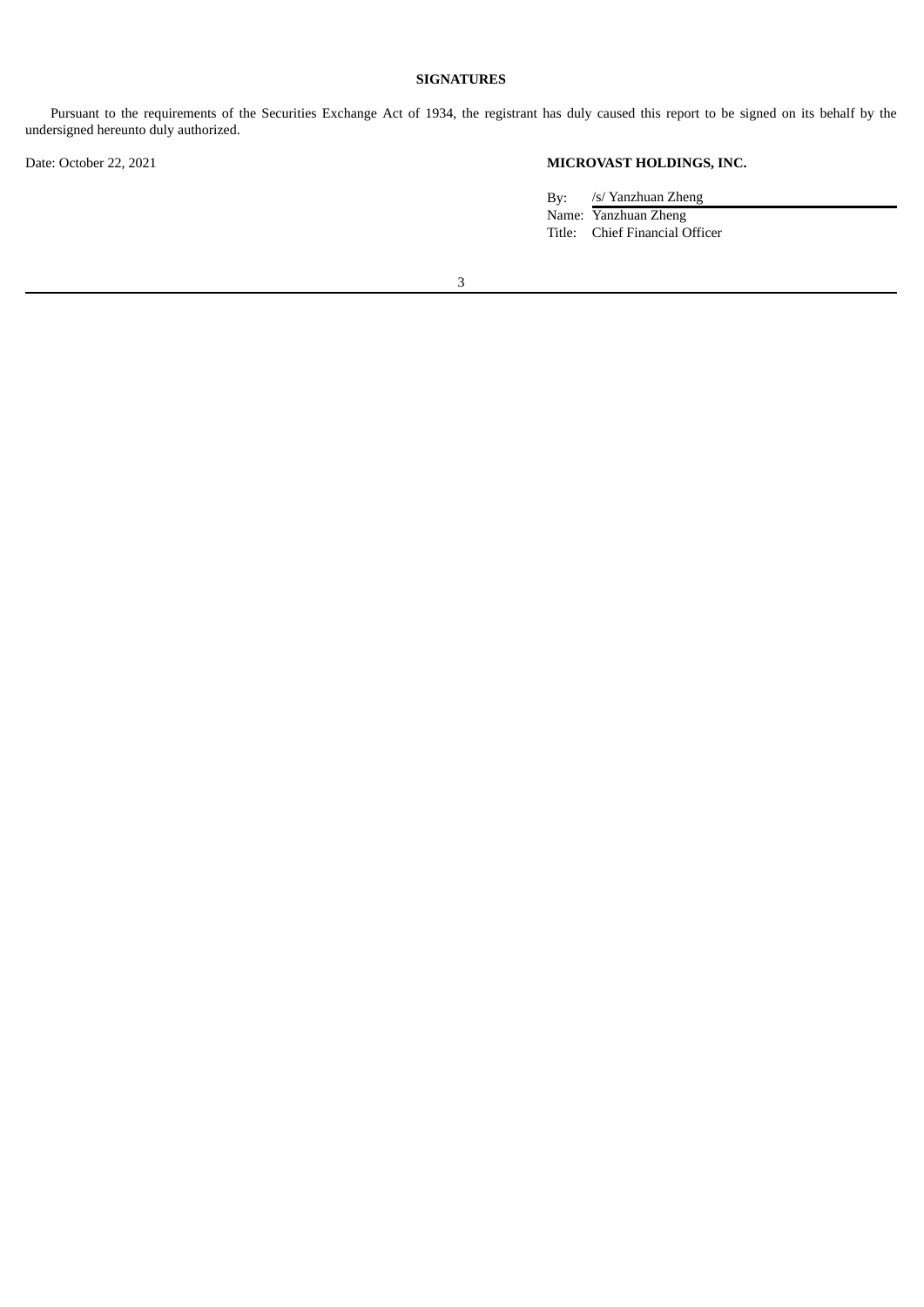## SIGNATURES

Pursuant to the requirements of the Securities Exchange Act of 1934, the registrant has duly caused this report to be signed on its behalf by the undersigned hereunto duly authorized.

Date: October 22, 2021

**MICROVAST HOLDINGS, INC.**

By: /s/ Yanzhuan Zheng
Name: Yanzhuan Zheng
Title: Chief Financial Officer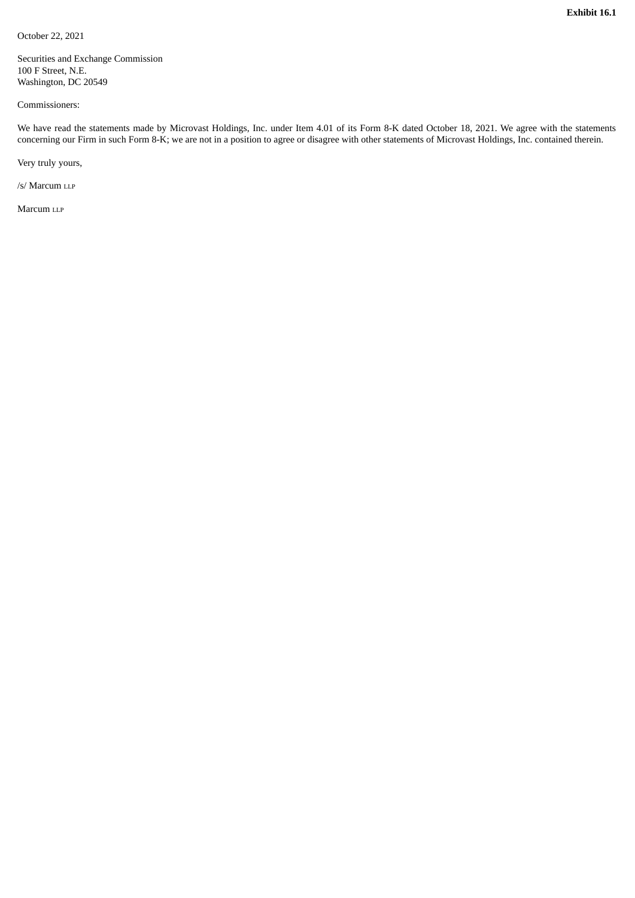**Exhibit 16.1**

October 22, 2021

Securities and Exchange Commission
100 F Street, N.E.
Washington, DC 20549

Commissioners:

We have read the statements made by Microvast Holdings, Inc. under Item 4.01 of its Form 8-K dated October 18, 2021. We agree with the statements concerning our Firm in such Form 8-K; we are not in a position to agree or disagree with other statements of Microvast Holdings, Inc. contained therein.

Very truly yours,

/s/ Marcum LLP

Marcum LLP